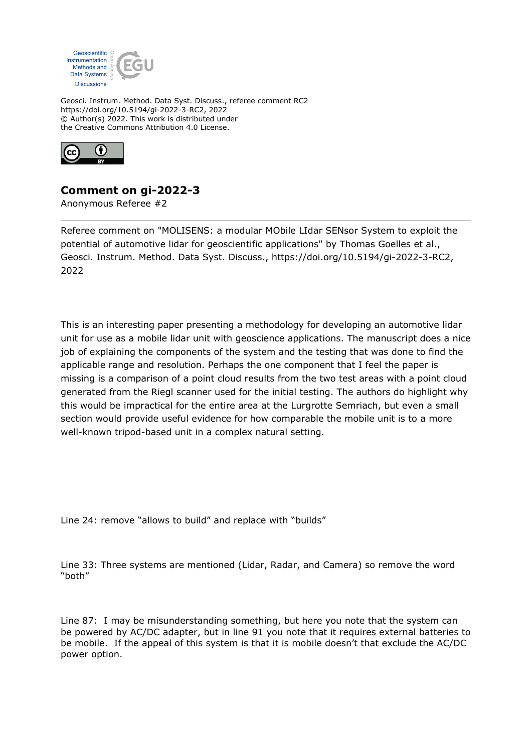Geosci. Instrum. Method. Data Syst. Discuss., referee comment RC2
https://doi.org/10.5194/gi-2022-3-RC2, 2022
© Author(s) 2022. This work is distributed under
the Creative Commons Attribution 4.0 License.

## Comment on gi-2022-3

Anonymous Referee #2

---

Referee comment on "MOLISENS: a modular MObile LIdar SENsor System to exploit the potential of automotive lidar for geoscientific applications" by Thomas Goelles et al., Geosci. Instrum. Method. Data Syst. Discuss., https://doi.org/10.5194/gi-2022-3-RC2, 2022

---

This is an interesting paper presenting a methodology for developing an automotive lidar unit for use as a mobile lidar unit with geoscience applications. The manuscript does a nice job of explaining the components of the system and the testing that was done to find the applicable range and resolution. Perhaps the one component that I feel the paper is missing is a comparison of a point cloud results from the two test areas with a point cloud generated from the Riegl scanner used for the initial testing. The authors do highlight why this would be impractical for the entire area at the Lurgrotte Semriach, but even a small section would provide useful evidence for how comparable the mobile unit is to a more well-known tripod-based unit in a complex natural setting.

Line 24: remove “allows to build” and replace with “builds”

Line 33: Three systems are mentioned (Lidar, Radar, and Camera) so remove the word “both”

Line 87: I may be misunderstanding something, but here you note that the system can be powered by AC/DC adapter, but in line 91 you note that it requires external batteries to be mobile. If the appeal of this system is that it is mobile doesn’t that exclude the AC/DC power option.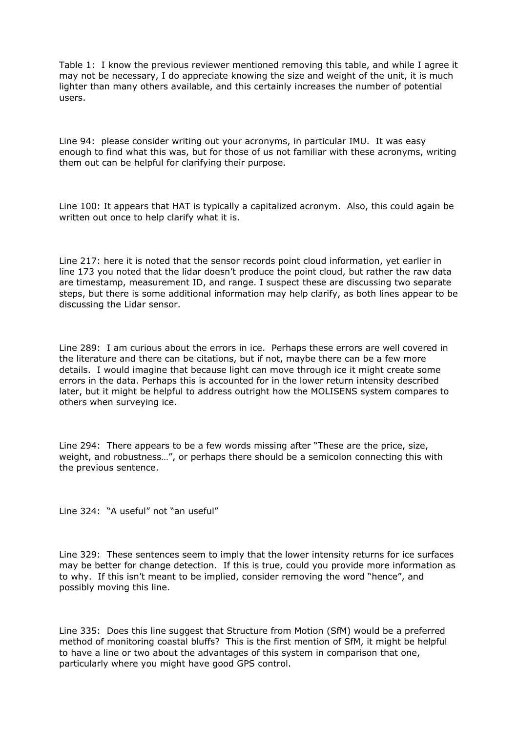Table 1: I know the previous reviewer mentioned removing this table, and while I agree it may not be necessary, I do appreciate knowing the size and weight of the unit, it is much lighter than many others available, and this certainly increases the number of potential users.

Line 94: please consider writing out your acronyms, in particular IMU. It was easy enough to find what this was, but for those of us not familiar with these acronyms, writing them out can be helpful for clarifying their purpose.

Line 100: It appears that HAT is typically a capitalized acronym. Also, this could again be written out once to help clarify what it is.

Line 217: here it is noted that the sensor records point cloud information, yet earlier in line 173 you noted that the lidar doesn't produce the point cloud, but rather the raw data are timestamp, measurement ID, and range. I suspect these are discussing two separate steps, but there is some additional information may help clarify, as both lines appear to be discussing the Lidar sensor.

Line 289: I am curious about the errors in ice. Perhaps these errors are well covered in the literature and there can be citations, but if not, maybe there can be a few more details. I would imagine that because light can move through ice it might create some errors in the data. Perhaps this is accounted for in the lower return intensity described later, but it might be helpful to address outright how the MOLISENS system compares to others when surveying ice.

Line 294: There appears to be a few words missing after "These are the price, size, weight, and robustness…", or perhaps there should be a semicolon connecting this with the previous sentence.

Line 324: "A useful" not "an useful"

Line 329: These sentences seem to imply that the lower intensity returns for ice surfaces may be better for change detection. If this is true, could you provide more information as to why. If this isn't meant to be implied, consider removing the word "hence", and possibly moving this line.

Line 335: Does this line suggest that Structure from Motion (SfM) would be a preferred method of monitoring coastal bluffs? This is the first mention of SfM, it might be helpful to have a line or two about the advantages of this system in comparison that one, particularly where you might have good GPS control.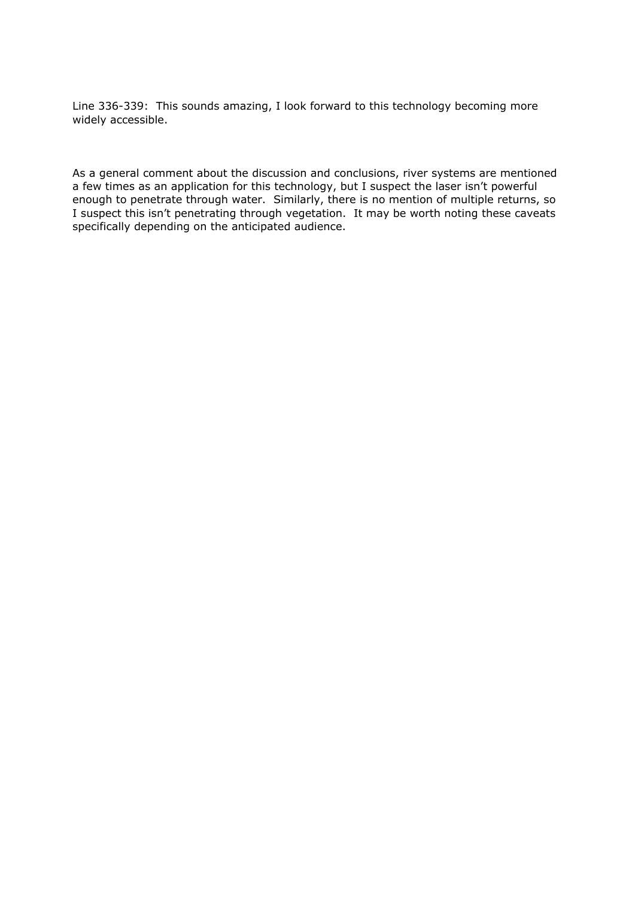Line 336-339: This sounds amazing, I look forward to this technology becoming more widely accessible.

As a general comment about the discussion and conclusions, river systems are mentioned a few times as an application for this technology, but I suspect the laser isn't powerful enough to penetrate through water. Similarly, there is no mention of multiple returns, so I suspect this isn't penetrating through vegetation. It may be worth noting these caveats specifically depending on the anticipated audience.